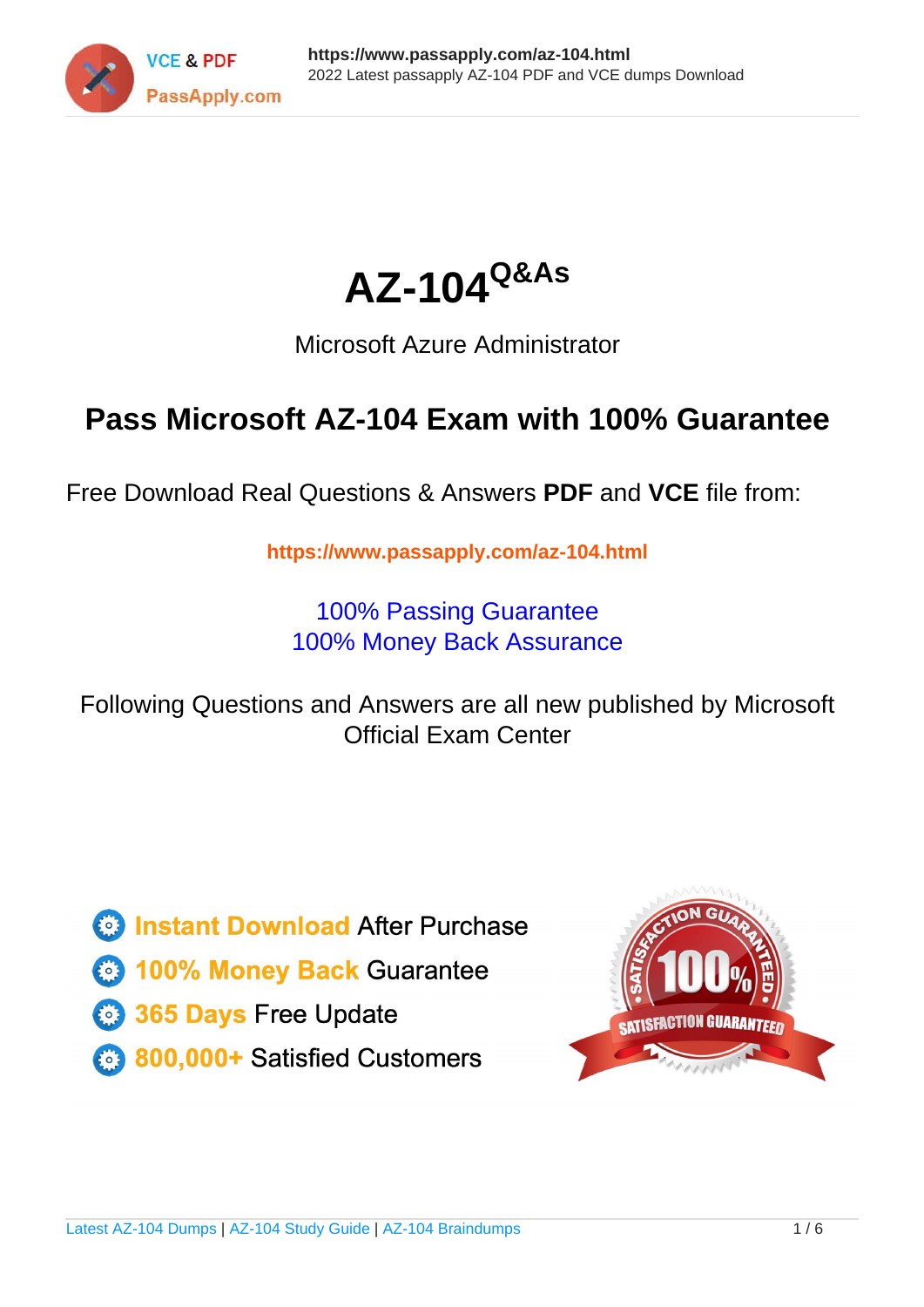# AZ-104[Q&As]

Microsoft Azure Administrator

## Pass Microsoft AZ-104 Exam with 100% Guarantee

Free Download Real Questions & Answers **PDF** and **VCE** file from:

**https://www.passapply.com/az-104.html**

100% Passing Guarantee
100% Money Back Assurance

Following Questions and Answers are all new published by Microsoft Official Exam Center

- **Instant Download** After Purchase
- **100% Money Back** Guarantee
- **365 Days** Free Update
- **800,000+** Satisfied Customers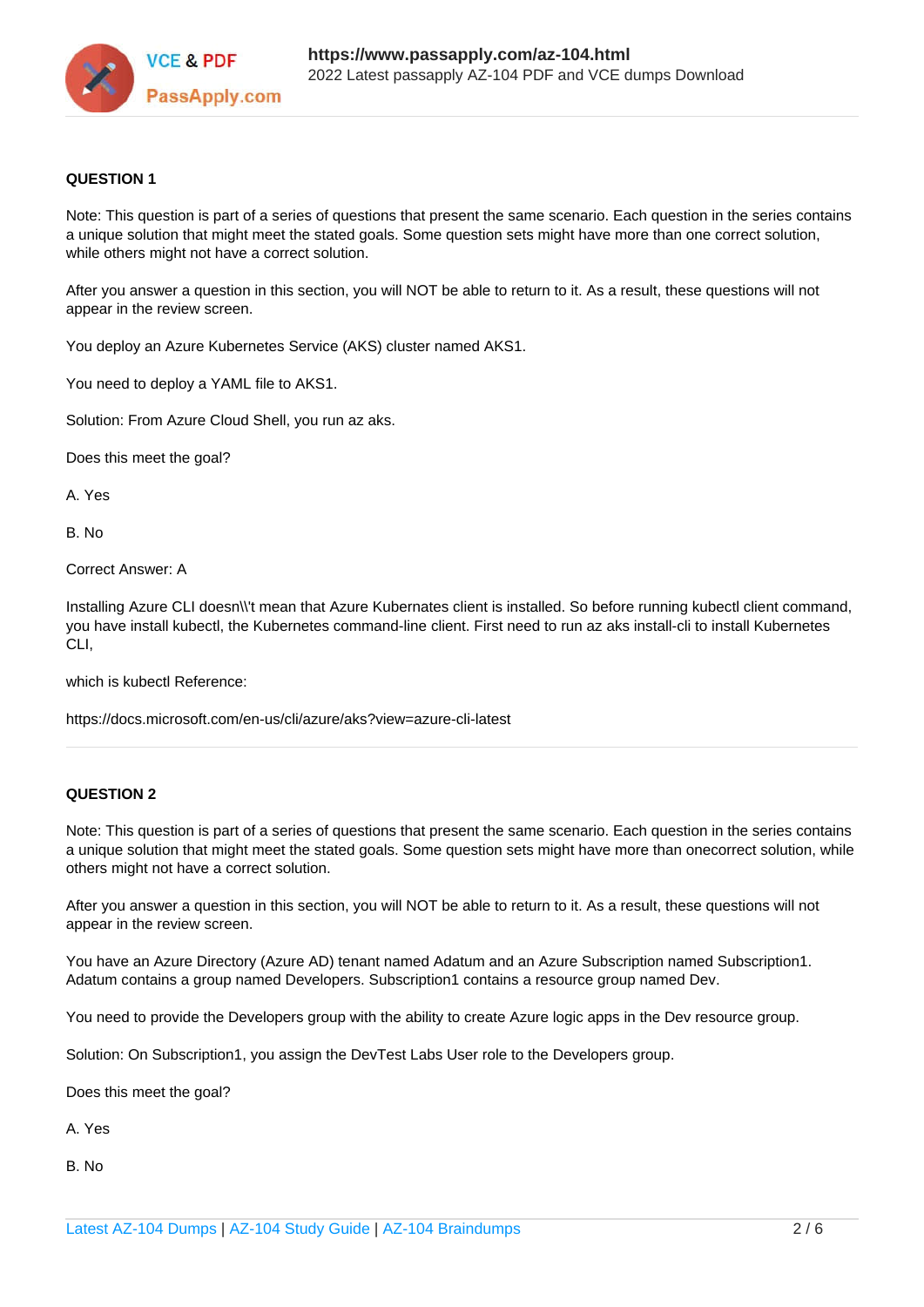**QUESTION 1**

Note: This question is part of a series of questions that present the same scenario. Each question in the series contains a unique solution that might meet the stated goals. Some question sets might have more than one correct solution, while others might not have a correct solution.

After you answer a question in this section, you will NOT be able to return to it. As a result, these questions will not appear in the review screen.

You deploy an Azure Kubernetes Service (AKS) cluster named AKS1.

You need to deploy a YAML file to AKS1.

Solution: From Azure Cloud Shell, you run az aks.

Does this meet the goal?

A. Yes

B. No

Correct Answer: A

Installing Azure CLI doesn\\'t mean that Azure Kubernates client is installed. So before running kubectl client command, you have install kubectl, the Kubernetes command-line client. First need to run az aks install-cli to install Kubernetes CLI,

which is kubectl Reference:

https://docs.microsoft.com/en-us/cli/azure/aks?view=azure-cli-latest

---

**QUESTION 2**

Note: This question is part of a series of questions that present the same scenario. Each question in the series contains a unique solution that might meet the stated goals. Some question sets might have more than onecorrect solution, while others might not have a correct solution.

After you answer a question in this section, you will NOT be able to return to it. As a result, these questions will not appear in the review screen.

You have an Azure Directory (Azure AD) tenant named Adatum and an Azure Subscription named Subscription1. Adatum contains a group named Developers. Subscription1 contains a resource group named Dev.

You need to provide the Developers group with the ability to create Azure logic apps in the Dev resource group.

Solution: On Subscription1, you assign the DevTest Labs User role to the Developers group.

Does this meet the goal?

A. Yes

B. No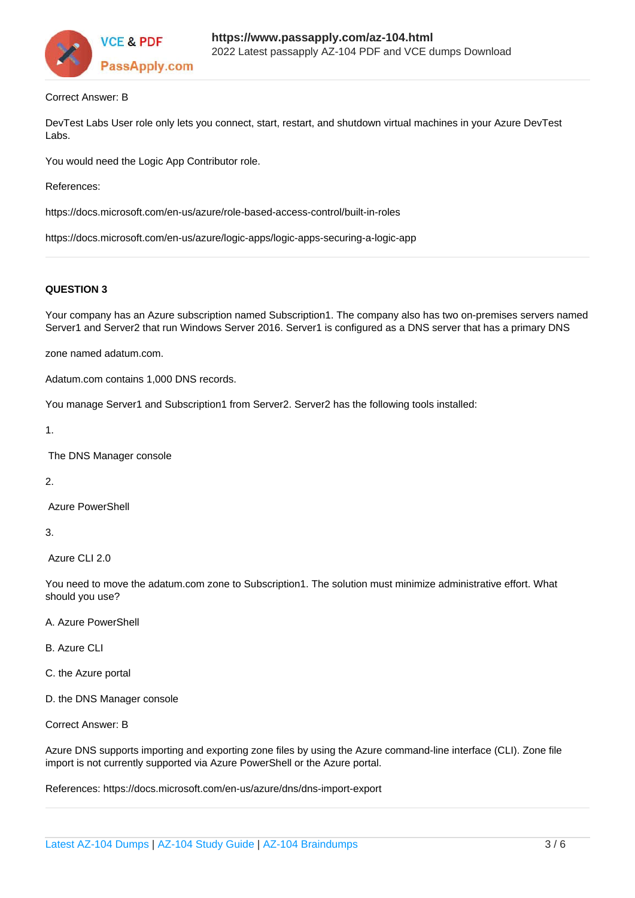Correct Answer: B

DevTest Labs User role only lets you connect, start, restart, and shutdown virtual machines in your Azure DevTest Labs.

You would need the Logic App Contributor role.

References:

https://docs.microsoft.com/en-us/azure/role-based-access-control/built-in-roles

https://docs.microsoft.com/en-us/azure/logic-apps/logic-apps-securing-a-logic-app

---

**QUESTION 3**

Your company has an Azure subscription named Subscription1. The company also has two on-premises servers named Server1 and Server2 that run Windows Server 2016. Server1 is configured as a DNS server that has a primary DNS

zone named adatum.com.

Adatum.com contains 1,000 DNS records.

You manage Server1 and Subscription1 from Server2. Server2 has the following tools installed:

1.

The DNS Manager console

2.

Azure PowerShell

3.

Azure CLI 2.0

You need to move the adatum.com zone to Subscription1. The solution must minimize administrative effort. What should you use?

A. Azure PowerShell

B. Azure CLI

C. the Azure portal

D. the DNS Manager console

Correct Answer: B

Azure DNS supports importing and exporting zone files by using the Azure command-line interface (CLI). Zone file import is not currently supported via Azure PowerShell or the Azure portal.

References: https://docs.microsoft.com/en-us/azure/dns/dns-import-export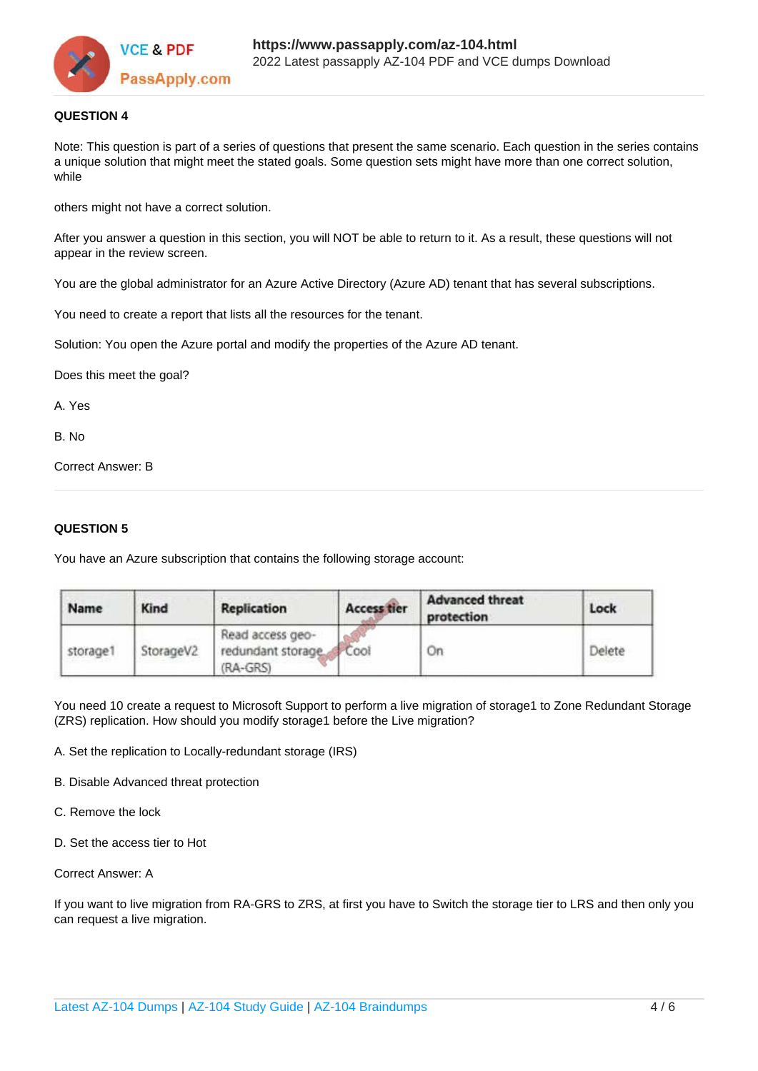**QUESTION 4**

Note: This question is part of a series of questions that present the same scenario. Each question in the series contains a unique solution that might meet the stated goals. Some question sets might have more than one correct solution, while

others might not have a correct solution.

After you answer a question in this section, you will NOT be able to return to it. As a result, these questions will not appear in the review screen.

You are the global administrator for an Azure Active Directory (Azure AD) tenant that has several subscriptions.

You need to create a report that lists all the resources for the tenant.

Solution: You open the Azure portal and modify the properties of the Azure AD tenant.

Does this meet the goal?

A. Yes

B. No

Correct Answer: B

**QUESTION 5**

You have an Azure subscription that contains the following storage account:

| Name | Kind | Replication | Access tier | Advanced threat protection | Lock |
|---|---|---|---|---|---|
| storage1 | StorageV2 | Read access geo-redundant storage (RA-GRS) | Cool | On | Delete |

You need 10 create a request to Microsoft Support to perform a live migration of storage1 to Zone Redundant Storage (ZRS) replication. How should you modify storage1 before the Live migration?

A. Set the replication to Locally-redundant storage (IRS)

B. Disable Advanced threat protection

C. Remove the lock

D. Set the access tier to Hot

Correct Answer: A

If you want to live migration from RA-GRS to ZRS, at first you have to Switch the storage tier to LRS and then only you can request a live migration.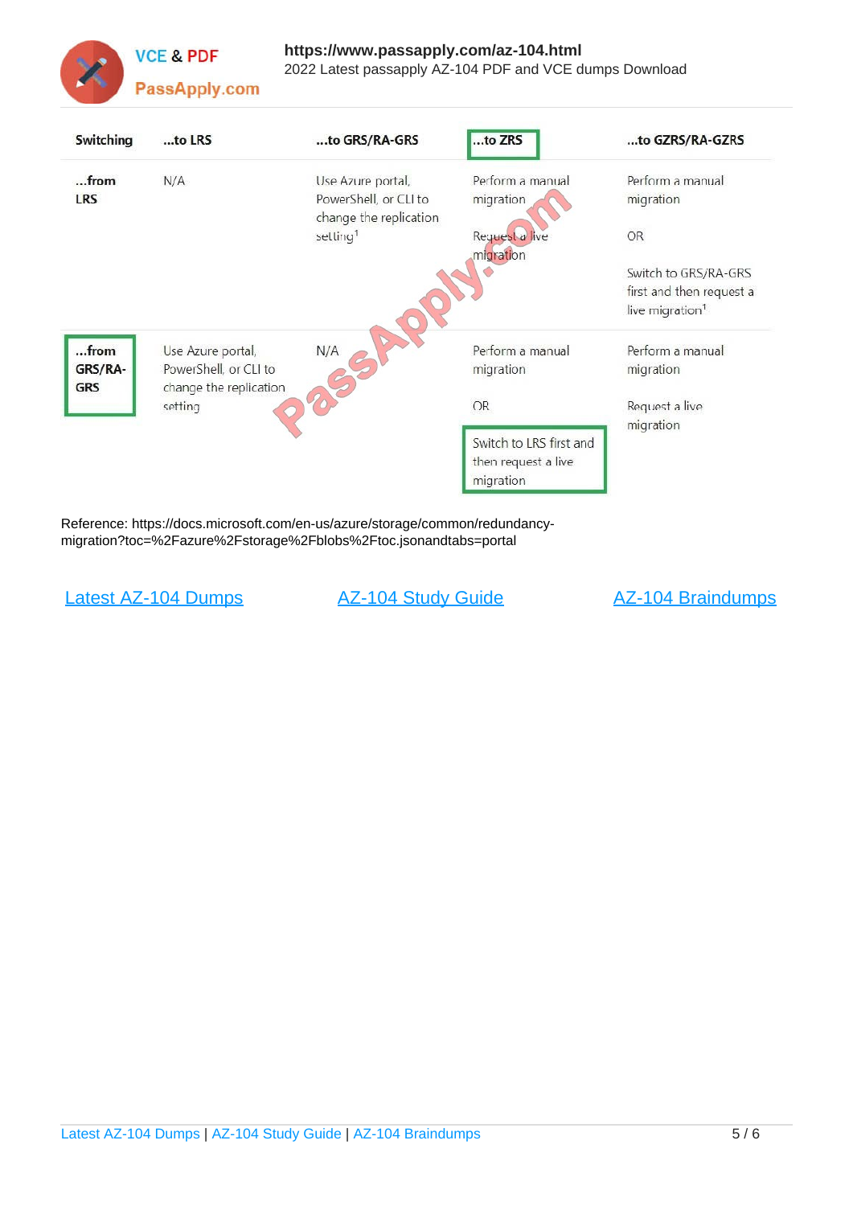| Switching | ...to LRS | ...to GRS/RA-GRS | ...to ZRS | ...to GZRS/RA-GZRS |
|---|---|---|---|---|
| ...from LRS | N/A | Use Azure portal, PowerShell, or CLI to change the replication setting[1] | Perform a manual migration<br><br>Request a live migration | Perform a manual migration<br><br>OR<br><br>Switch to GRS/RA-GRS first and then request a live migration[1] |
| ...from GRS/RA-GRS | Use Azure portal, PowerShell, or CLI to change the replication setting | N/A | Perform a manual migration<br><br>OR<br><br>Switch to LRS first and then request a live migration | Perform a manual migration<br><br>Request a live migration |

Reference: https://docs.microsoft.com/en-us/azure/storage/common/redundancy-migration?toc=%2Fazure%2Fstorage%2Fblobs%2Ftoc.jsonandtabs=portal

Latest AZ-104 Dumps | AZ-104 Study Guide | AZ-104 Braindumps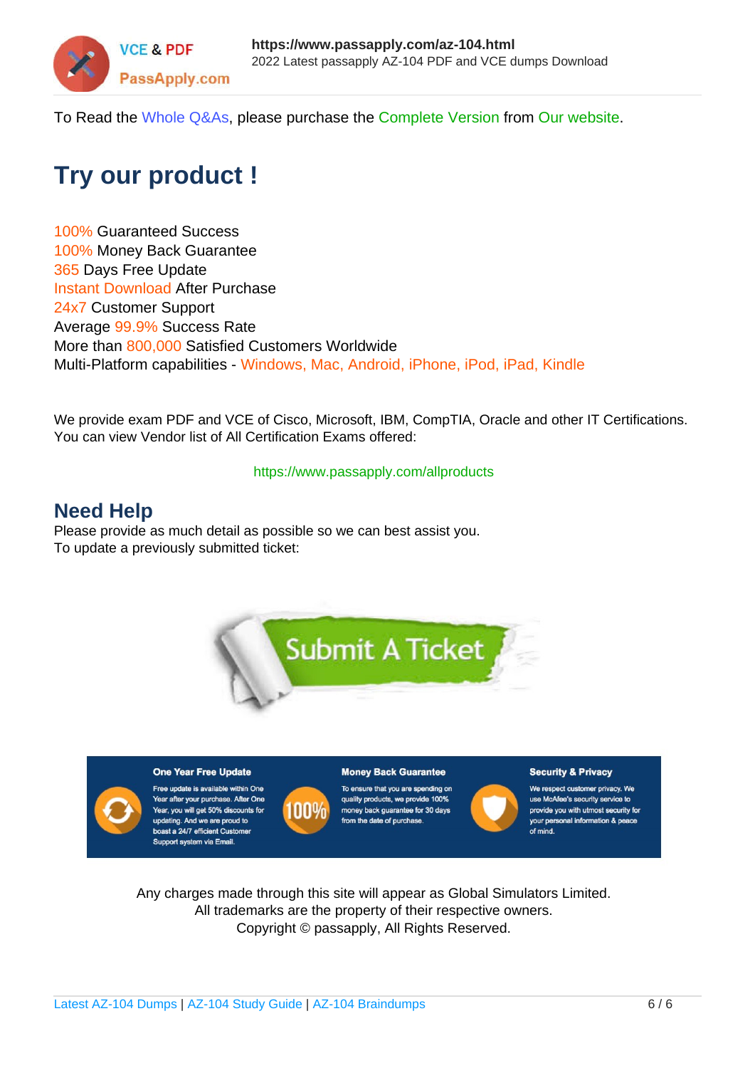To Read the Whole Q&As, please purchase the Complete Version from Our website.

# Try our product !

100% Guaranteed Success
100% Money Back Guarantee
365 Days Free Update
Instant Download After Purchase
24x7 Customer Support
Average 99.9% Success Rate
More than 800,000 Satisfied Customers Worldwide
Multi-Platform capabilities - Windows, Mac, Android, iPhone, iPod, iPad, Kindle

We provide exam PDF and VCE of Cisco, Microsoft, IBM, CompTIA, Oracle and other IT Certifications.
You can view Vendor list of All Certification Exams offered:

https://www.passapply.com/allproducts

## Need Help

Please provide as much detail as possible so we can best assist you.
To update a previously submitted ticket:

Submit A Ticket

**One Year Free Update**

Free update is available within One Year after your purchase. After One Year, you will get 50% discounts for updating. And we are proud to boast a 24/7 efficient Customer Support system via Email.

**Money Back Guarantee**

To ensure that you are spending on quality products, we provide 100% money back guarantee for 30 days from the date of purchase.

**Security & Privacy**

We respect customer privacy. We use McAfee's security service to provide you with utmost security for your personal information & peace of mind.

Any charges made through this site will appear as Global Simulators Limited.
All trademarks are the property of their respective owners.
Copyright © passapply, All Rights Reserved.